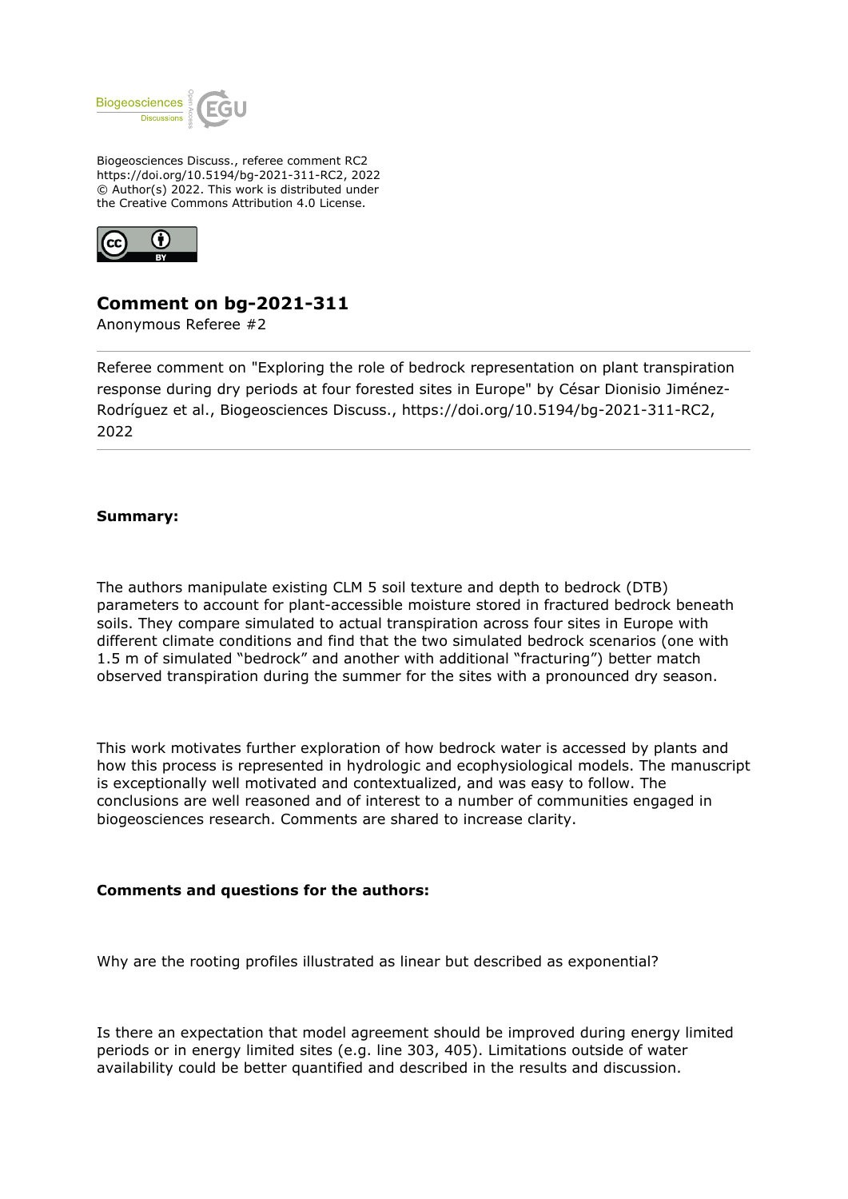Biogeosciences Discuss., referee comment RC2
https://doi.org/10.5194/bg-2021-311-RC2, 2022
© Author(s) 2022. This work is distributed under
the Creative Commons Attribution 4.0 License.

# Comment on bg-2021-311

Anonymous Referee #2

Referee comment on "Exploring the role of bedrock representation on plant transpiration response during dry periods at four forested sites in Europe" by César Dionisio Jiménez-Rodríguez et al., Biogeosciences Discuss., https://doi.org/10.5194/bg-2021-311-RC2, 2022

**Summary:**

The authors manipulate existing CLM 5 soil texture and depth to bedrock (DTB) parameters to account for plant-accessible moisture stored in fractured bedrock beneath soils. They compare simulated to actual transpiration across four sites in Europe with different climate conditions and find that the two simulated bedrock scenarios (one with 1.5 m of simulated "bedrock" and another with additional "fracturing") better match observed transpiration during the summer for the sites with a pronounced dry season.

This work motivates further exploration of how bedrock water is accessed by plants and how this process is represented in hydrologic and ecophysiological models. The manuscript is exceptionally well motivated and contextualized, and was easy to follow. The conclusions are well reasoned and of interest to a number of communities engaged in biogeosciences research. Comments are shared to increase clarity.

**Comments and questions for the authors:**

Why are the rooting profiles illustrated as linear but described as exponential?

Is there an expectation that model agreement should be improved during energy limited periods or in energy limited sites (e.g. line 303, 405). Limitations outside of water availability could be better quantified and described in the results and discussion.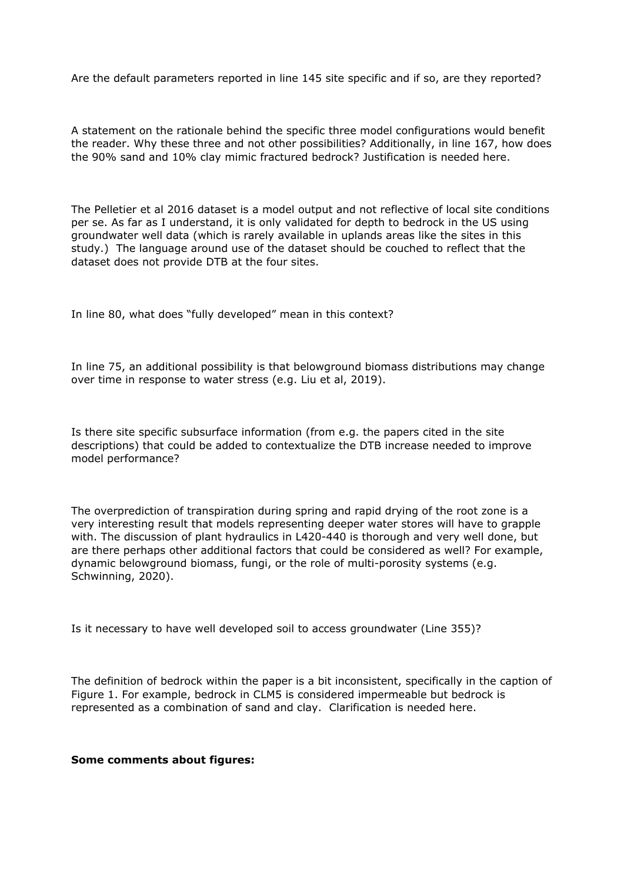Are the default parameters reported in line 145 site specific and if so, are they reported?

A statement on the rationale behind the specific three model configurations would benefit the reader. Why these three and not other possibilities? Additionally, in line 167, how does the 90% sand and 10% clay mimic fractured bedrock? Justification is needed here.

The Pelletier et al 2016 dataset is a model output and not reflective of local site conditions per se. As far as I understand, it is only validated for depth to bedrock in the US using groundwater well data (which is rarely available in uplands areas like the sites in this study.) The language around use of the dataset should be couched to reflect that the dataset does not provide DTB at the four sites.

In line 80, what does "fully developed" mean in this context?

In line 75, an additional possibility is that belowground biomass distributions may change over time in response to water stress (e.g. Liu et al, 2019).

Is there site specific subsurface information (from e.g. the papers cited in the site descriptions) that could be added to contextualize the DTB increase needed to improve model performance?

The overprediction of transpiration during spring and rapid drying of the root zone is a very interesting result that models representing deeper water stores will have to grapple with. The discussion of plant hydraulics in L420-440 is thorough and very well done, but are there perhaps other additional factors that could be considered as well? For example, dynamic belowground biomass, fungi, or the role of multi-porosity systems (e.g. Schwinning, 2020).

Is it necessary to have well developed soil to access groundwater (Line 355)?

The definition of bedrock within the paper is a bit inconsistent, specifically in the caption of Figure 1. For example, bedrock in CLM5 is considered impermeable but bedrock is represented as a combination of sand and clay. Clarification is needed here.

**Some comments about figures:**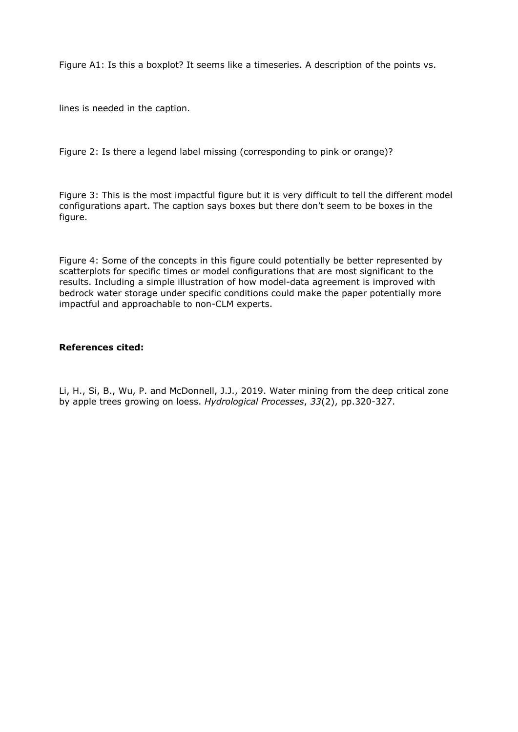Figure A1: Is this a boxplot? It seems like a timeseries. A description of the points vs. lines is needed in the caption.

Figure 2: Is there a legend label missing (corresponding to pink or orange)?

Figure 3: This is the most impactful figure but it is very difficult to tell the different model configurations apart. The caption says boxes but there don't seem to be boxes in the figure.

Figure 4: Some of the concepts in this figure could potentially be better represented by scatterplots for specific times or model configurations that are most significant to the results. Including a simple illustration of how model-data agreement is improved with bedrock water storage under specific conditions could make the paper potentially more impactful and approachable to non-CLM experts.

**References cited:**

Li, H., Si, B., Wu, P. and McDonnell, J.J., 2019. Water mining from the deep critical zone by apple trees growing on loess. *Hydrological Processes*, *33*(2), pp.320-327.